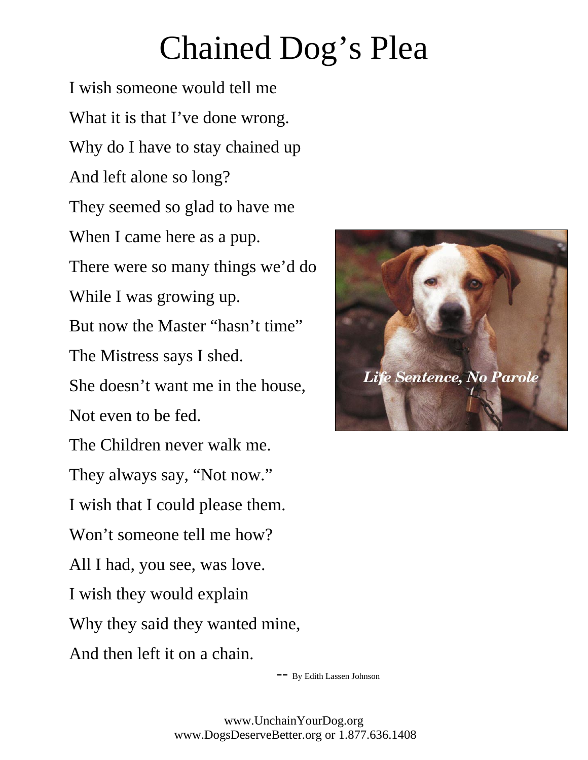# Chained Dog's Plea

I wish someone would tell me
What it is that I've done wrong.
Why do I have to stay chained up
And left alone so long?
They seemed so glad to have me
When I came here as a pup.
There were so many things we'd do
While I was growing up.
But now the Master "hasn't time"
The Mistress says I shed.
She doesn't want me in the house,
Not even to be fed.
The Children never walk me.
They always say, "Not now."
I wish that I could please them.
Won't someone tell me how?
All I had, you see, was love.
I wish they would explain
Why they said they wanted mine,
And then left it on a chain.

-- By Edith Lassen Johnson

*Life Sentence, No Parole*

www.UnchainYourDog.org
www.DogsDeserveBetter.org or 1.877.636.1408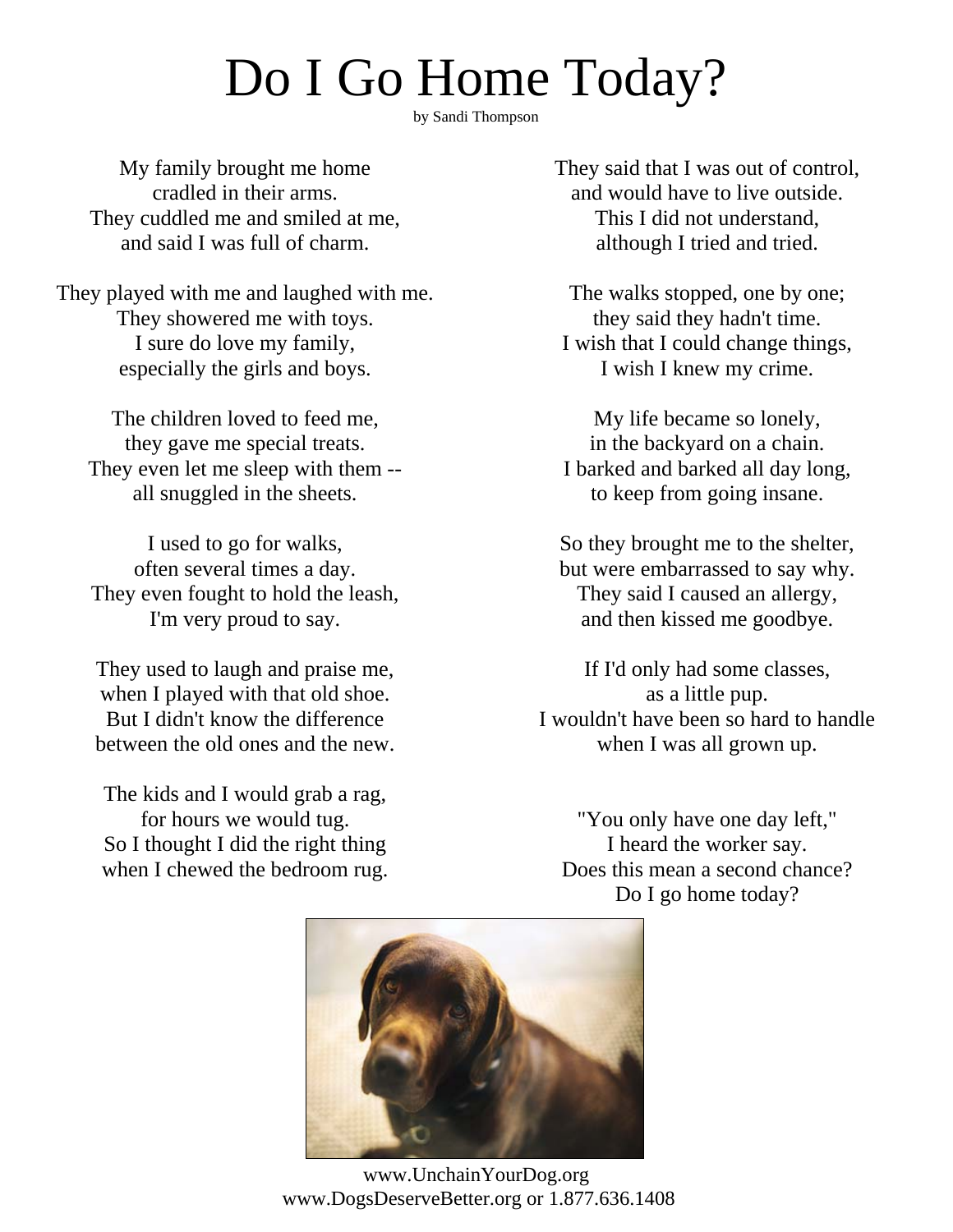# Do I Go Home Today?

by Sandi Thompson

My family brought me home
cradled in their arms.
They cuddled me and smiled at me,
and said I was full of charm.

They played with me and laughed with me.
They showered me with toys.
I sure do love my family,
especially the girls and boys.

The children loved to feed me,
they gave me special treats.
They even let me sleep with them --
all snuggled in the sheets.

I used to go for walks,
often several times a day.
They even fought to hold the leash,
I'm very proud to say.

They used to laugh and praise me,
when I played with that old shoe.
But I didn't know the difference
between the old ones and the new.

The kids and I would grab a rag,
for hours we would tug.
So I thought I did the right thing
when I chewed the bedroom rug.

They said that I was out of control,
and would have to live outside.
This I did not understand,
although I tried and tried.

The walks stopped, one by one;
they said they hadn't time.
I wish that I could change things,
I wish I knew my crime.

My life became so lonely,
in the backyard on a chain.
I barked and barked all day long,
to keep from going insane.

So they brought me to the shelter,
but were embarrassed to say why.
They said I caused an allergy,
and then kissed me goodbye.

If I'd only had some classes,
as a little pup.
I wouldn't have been so hard to handle
when I was all grown up.

"You only have one day left,"
I heard the worker say.
Does this mean a second chance?
Do I go home today?

www.UnchainYourDog.org
www.DogsDeserveBetter.org or 1.877.636.1408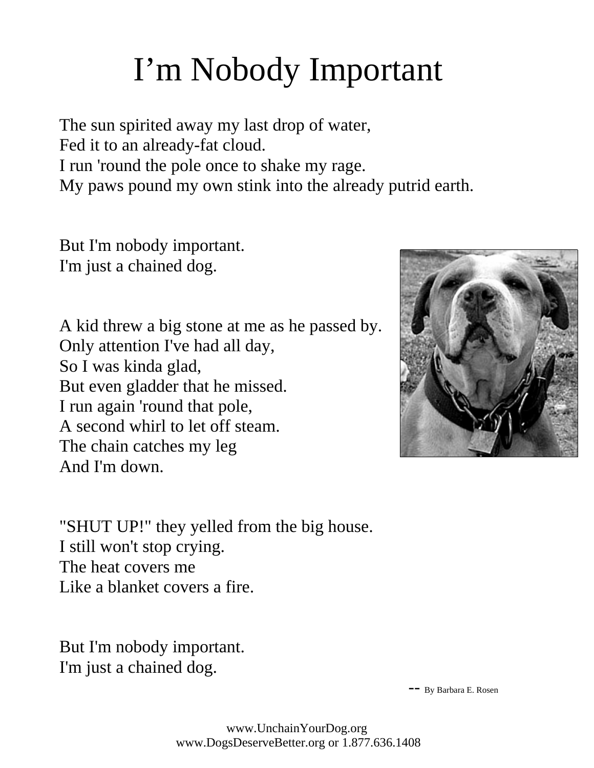# I'm Nobody Important

The sun spirited away my last drop of water,
Fed it to an already-fat cloud.
I run 'round the pole once to shake my rage.
My paws pound my own stink into the already putrid earth.

But I'm nobody important.
I'm just a chained dog.

A kid threw a big stone at me as he passed by.
Only attention I've had all day,
So I was kinda glad,
But even gladder that he missed.
I run again 'round that pole,
A second whirl to let off steam.
The chain catches my leg
And I'm down.

"SHUT UP!" they yelled from the big house.
I still won't stop crying.
The heat covers me
Like a blanket covers a fire.

But I'm nobody important.
I'm just a chained dog.

-- By Barbara E. Rosen

www.UnchainYourDog.org
www.DogsDeserveBetter.org or 1.877.636.1408